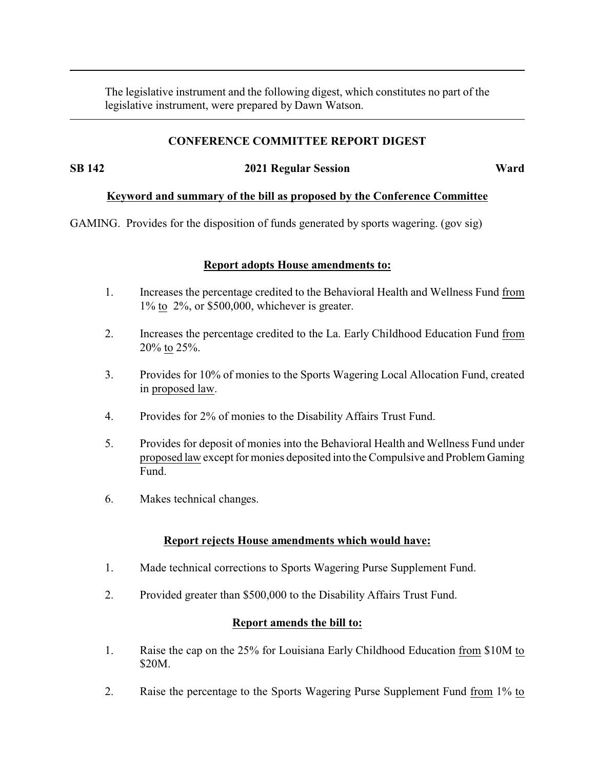The legislative instrument and the following digest, which constitutes no part of the legislative instrument, were prepared by Dawn Watson.

**CONFERENCE COMMITTEE REPORT DIGEST**

**SB 142** **2021 Regular Session** **Ward**

**Keyword and summary of the bill as proposed by the Conference Committee**

GAMING. Provides for the disposition of funds generated by sports wagering. (gov sig)

**Report adopts House amendments to:**

1. Increases the percentage credited to the Behavioral Health and Wellness Fund from 1% to 2%, or $500,000, whichever is greater.

2. Increases the percentage credited to the La. Early Childhood Education Fund from 20% to 25%.

3. Provides for 10% of monies to the Sports Wagering Local Allocation Fund, created in proposed law.

4. Provides for 2% of monies to the Disability Affairs Trust Fund.

5. Provides for deposit of monies into the Behavioral Health and Wellness Fund under proposed law except for monies deposited into the Compulsive and Problem Gaming Fund.

6. Makes technical changes.

**Report rejects House amendments which would have:**

1. Made technical corrections to Sports Wagering Purse Supplement Fund.

2. Provided greater than $500,000 to the Disability Affairs Trust Fund.

**Report amends the bill to:**

1. Raise the cap on the 25% for Louisiana Early Childhood Education from $10M to $20M.

2. Raise the percentage to the Sports Wagering Purse Supplement Fund from 1% to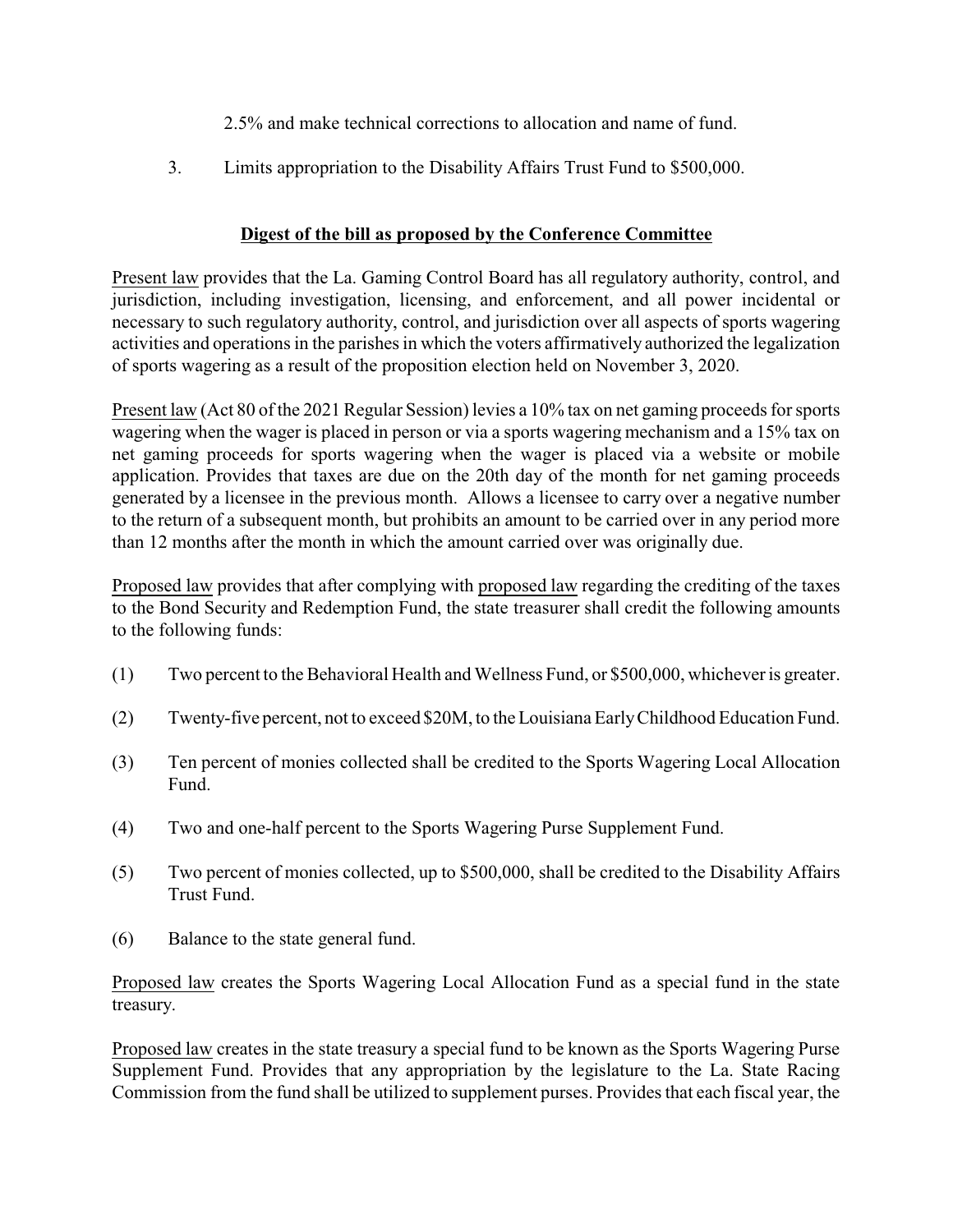2.5% and make technical corrections to allocation and name of fund.

3. Limits appropriation to the Disability Affairs Trust Fund to $500,000.

**Digest of the bill as proposed by the Conference Committee**

Present law provides that the La. Gaming Control Board has all regulatory authority, control, and jurisdiction, including investigation, licensing, and enforcement, and all power incidental or necessary to such regulatory authority, control, and jurisdiction over all aspects of sports wagering activities and operations in the parishes in which the voters affirmatively authorized the legalization of sports wagering as a result of the proposition election held on November 3, 2020.

Present law (Act 80 of the 2021 Regular Session) levies a 10% tax on net gaming proceeds for sports wagering when the wager is placed in person or via a sports wagering mechanism and a 15% tax on net gaming proceeds for sports wagering when the wager is placed via a website or mobile application. Provides that taxes are due on the 20th day of the month for net gaming proceeds generated by a licensee in the previous month. Allows a licensee to carry over a negative number to the return of a subsequent month, but prohibits an amount to be carried over in any period more than 12 months after the month in which the amount carried over was originally due.

Proposed law provides that after complying with proposed law regarding the crediting of the taxes to the Bond Security and Redemption Fund, the state treasurer shall credit the following amounts to the following funds:

(1) Two percent to the Behavioral Health and Wellness Fund, or $500,000, whichever is greater.

(2) Twenty-five percent, not to exceed $20M, to the Louisiana Early Childhood Education Fund.

(3) Ten percent of monies collected shall be credited to the Sports Wagering Local Allocation Fund.

(4) Two and one-half percent to the Sports Wagering Purse Supplement Fund.

(5) Two percent of monies collected, up to $500,000, shall be credited to the Disability Affairs Trust Fund.

(6) Balance to the state general fund.

Proposed law creates the Sports Wagering Local Allocation Fund as a special fund in the state treasury.

Proposed law creates in the state treasury a special fund to be known as the Sports Wagering Purse Supplement Fund. Provides that any appropriation by the legislature to the La. State Racing Commission from the fund shall be utilized to supplement purses. Provides that each fiscal year, the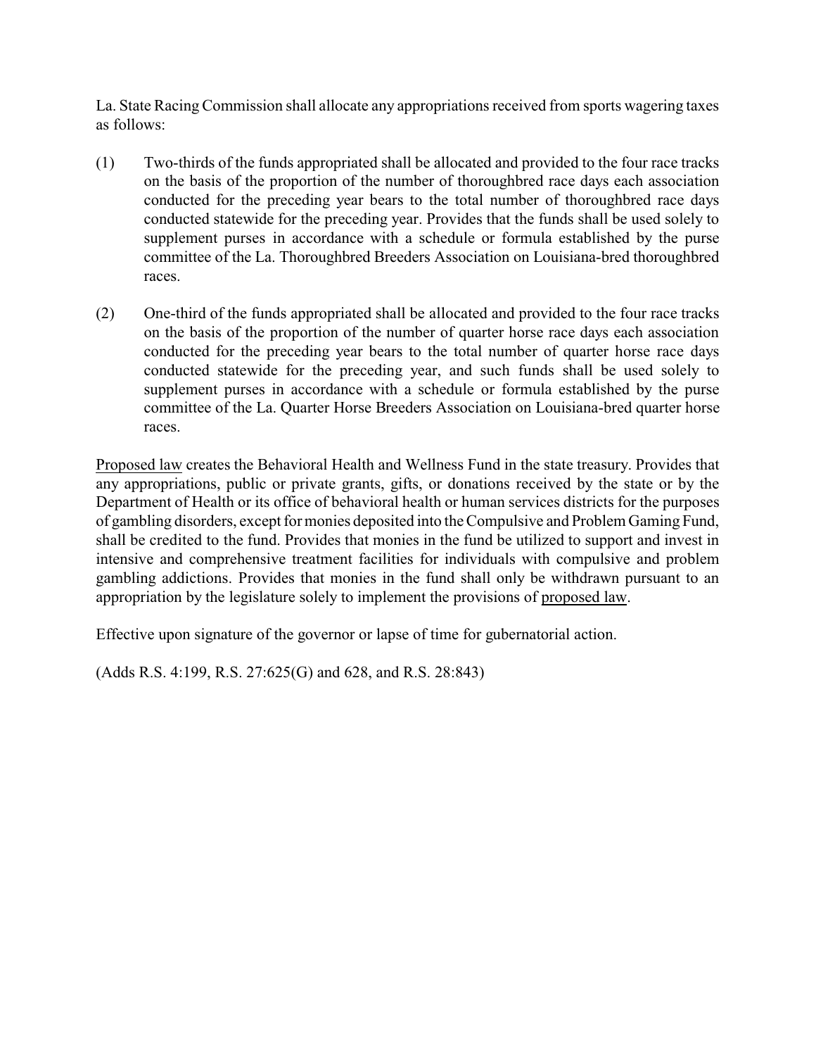La. State Racing Commission shall allocate any appropriations received from sports wagering taxes as follows:

(1) Two-thirds of the funds appropriated shall be allocated and provided to the four race tracks on the basis of the proportion of the number of thoroughbred race days each association conducted for the preceding year bears to the total number of thoroughbred race days conducted statewide for the preceding year. Provides that the funds shall be used solely to supplement purses in accordance with a schedule or formula established by the purse committee of the La. Thoroughbred Breeders Association on Louisiana-bred thoroughbred races.

(2) One-third of the funds appropriated shall be allocated and provided to the four race tracks on the basis of the proportion of the number of quarter horse race days each association conducted for the preceding year bears to the total number of quarter horse race days conducted statewide for the preceding year, and such funds shall be used solely to supplement purses in accordance with a schedule or formula established by the purse committee of the La. Quarter Horse Breeders Association on Louisiana-bred quarter horse races.

Proposed law creates the Behavioral Health and Wellness Fund in the state treasury. Provides that any appropriations, public or private grants, gifts, or donations received by the state or by the Department of Health or its office of behavioral health or human services districts for the purposes of gambling disorders, except for monies deposited into the Compulsive and Problem Gaming Fund, shall be credited to the fund. Provides that monies in the fund be utilized to support and invest in intensive and comprehensive treatment facilities for individuals with compulsive and problem gambling addictions. Provides that monies in the fund shall only be withdrawn pursuant to an appropriation by the legislature solely to implement the provisions of proposed law.

Effective upon signature of the governor or lapse of time for gubernatorial action.

(Adds R.S. 4:199, R.S. 27:625(G) and 628, and R.S. 28:843)